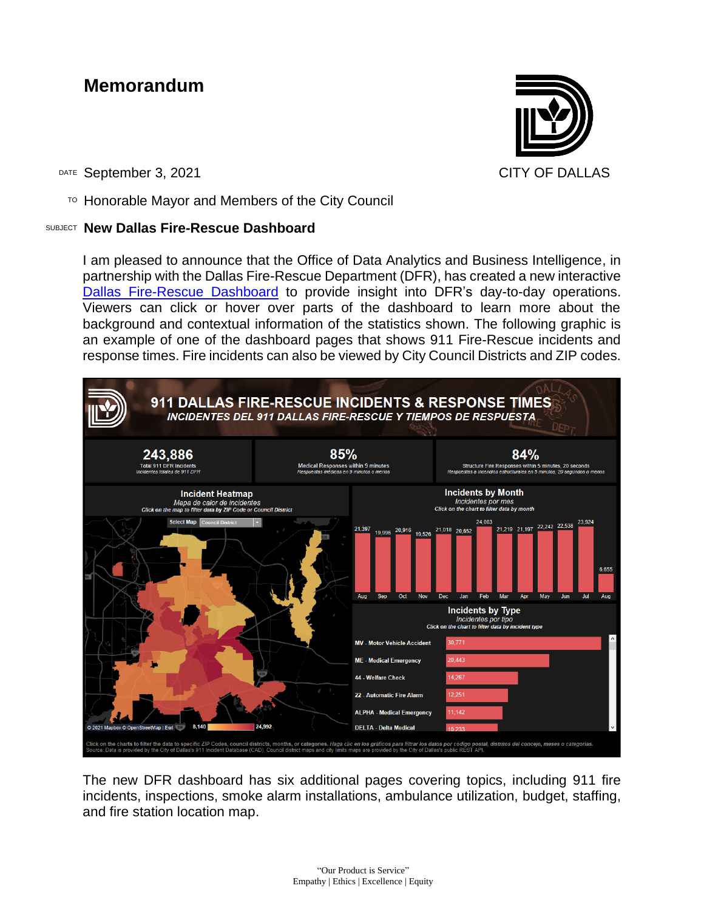# Memorandum

CITY OF DALLAS

DATE September 3, 2021

TO Honorable Mayor and Members of the City Council

SUBJECT **New Dallas Fire-Rescue Dashboard**

I am pleased to announce that the Office of Data Analytics and Business Intelligence, in partnership with the Dallas Fire-Rescue Department (DFR), has created a new interactive [Dallas Fire-Rescue Dashboard]() to provide insight into DFR's day-to-day operations. Viewers can click or hover over parts of the dashboard to learn more about the background and contextual information of the statistics shown. The following graphic is an example of one of the dashboard pages that shows 911 Fire-Rescue incidents and response times. Fire incidents can also be viewed by City Council Districts and ZIP codes.

**911 DALLAS FIRE-RESCUE INCIDENTS & RESPONSE TIMES**
*INCIDENTES DEL 911 DALLAS FIRE-RESCUE Y TIEMPOS DE RESPUESTA*

| 243,886 | 85% | 84% |
|---|---|---|
| Total 911 DFR Incidents / *Incidentes totales de 911 DFR* | Medical Responses within 9 minutes / *Respuestas médicas en 9 minutos o menos* | Structure Fire Responses within 5 minutes, 20 seconds / *Respuestas a incendios estructurales en 5 minutos, 20 segundos o menos* |

**Incident Heatmap**
*Mapa de calor de incidentes*
*Click on the map to filter data by ZIP Code or Council District*

Select Map: Council District

8,140 – 24,992

© 2021 Mapbox © OpenStreetMap | Esri

**Incidents by Month**
*Incidentes por mes*
*Click on the chart to filter data by month*

| Aug | Sep | Oct | Nov | Dec | Jan | Feb | Mar | Apr | May | Jun | Jul | Aug |
|---|---|---|---|---|---|---|---|---|---|---|---|---|
| 21,397 | 19,996 | 20,916 | 19,526 | 21,018 | 20,652 | 24,003 | 21,219 | 21,197 | 22,242 | 22,538 | 23,924 | 6,655 |

**Incidents by Type**
*Incidentes por tipo*
*Click on the chart to filter data by incident type*

| Incident Type | Count |
|---|---|
| MV - Motor Vehicle Accident | 30,771 |
| ME - Medical Emergency | 20,443 |
| 44 - Welfare Check | 14,267 |
| 22 - Automatic Fire Alarm | 12,251 |
| ALPHA - Medical Emergency | 11,142 |
| DELTA - Delta Medical | 10,233 |

Click on the charts to filter the data to specific ZIP Codes, council districts, months, or categories. *Haga clic en los gráficos para filtrar los datos por código postal, distritos del concejo, meses o categorías.*
Source: Data is provided by the City of Dallas's 911 Incident Database (CAD). Council district maps and city limits maps are provided by the City of Dallas's public REST API.

The new DFR dashboard has six additional pages covering topics, including 911 fire incidents, inspections, smoke alarm installations, ambulance utilization, budget, staffing, and fire station location map.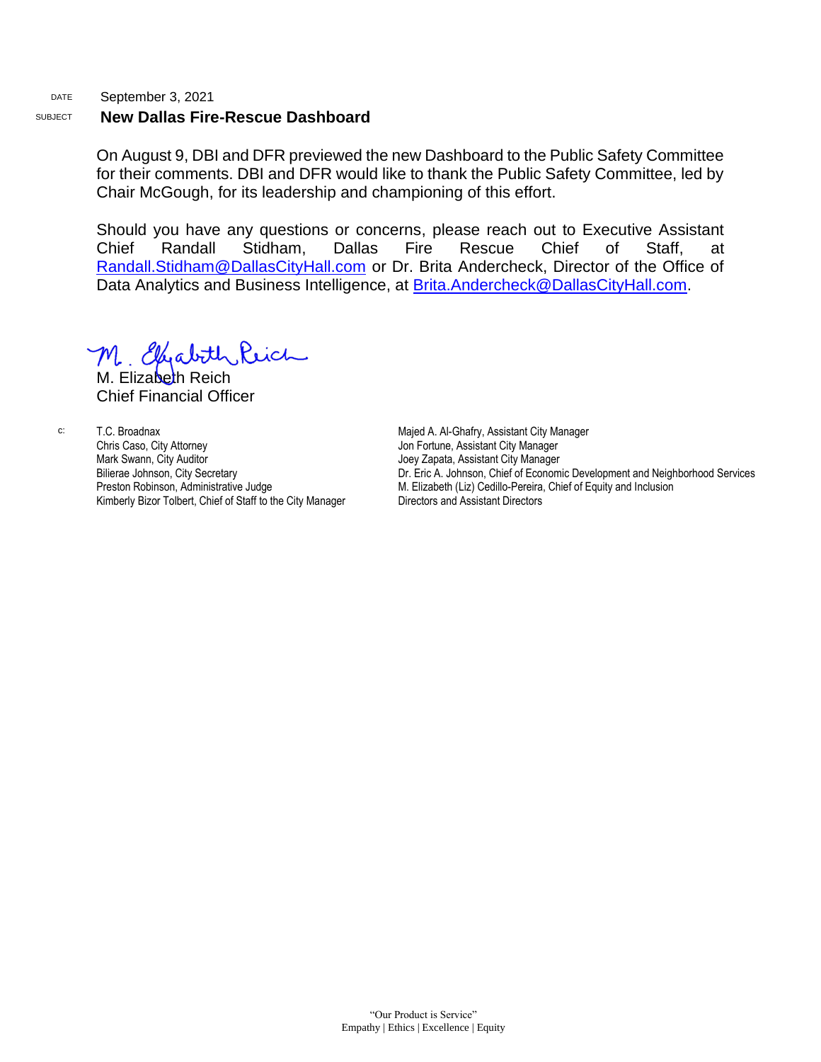DATE September 3, 2021

SUBJECT **New Dallas Fire-Rescue Dashboard**

On August 9, DBI and DFR previewed the new Dashboard to the Public Safety Committee for their comments. DBI and DFR would like to thank the Public Safety Committee, led by Chair McGough, for its leadership and championing of this effort.

Should you have any questions or concerns, please reach out to Executive Assistant Chief Randall Stidham, Dallas Fire Rescue Chief of Staff, at Randall.Stidham@DallasCityHall.com or Dr. Brita Andercheck, Director of the Office of Data Analytics and Business Intelligence, at Brita.Andercheck@DallasCityHall.com.

M. Elizabeth Reich
Chief Financial Officer

c:
T.C. Broadnax
Chris Caso, City Attorney
Mark Swann, City Auditor
Bilierae Johnson, City Secretary
Preston Robinson, Administrative Judge
Kimberly Bizor Tolbert, Chief of Staff to the City Manager
Majed A. Al-Ghafry, Assistant City Manager
Jon Fortune, Assistant City Manager
Joey Zapata, Assistant City Manager
Dr. Eric A. Johnson, Chief of Economic Development and Neighborhood Services
M. Elizabeth (Liz) Cedillo-Pereira, Chief of Equity and Inclusion
Directors and Assistant Directors

"Our Product is Service"
Empathy | Ethics | Excellence | Equity